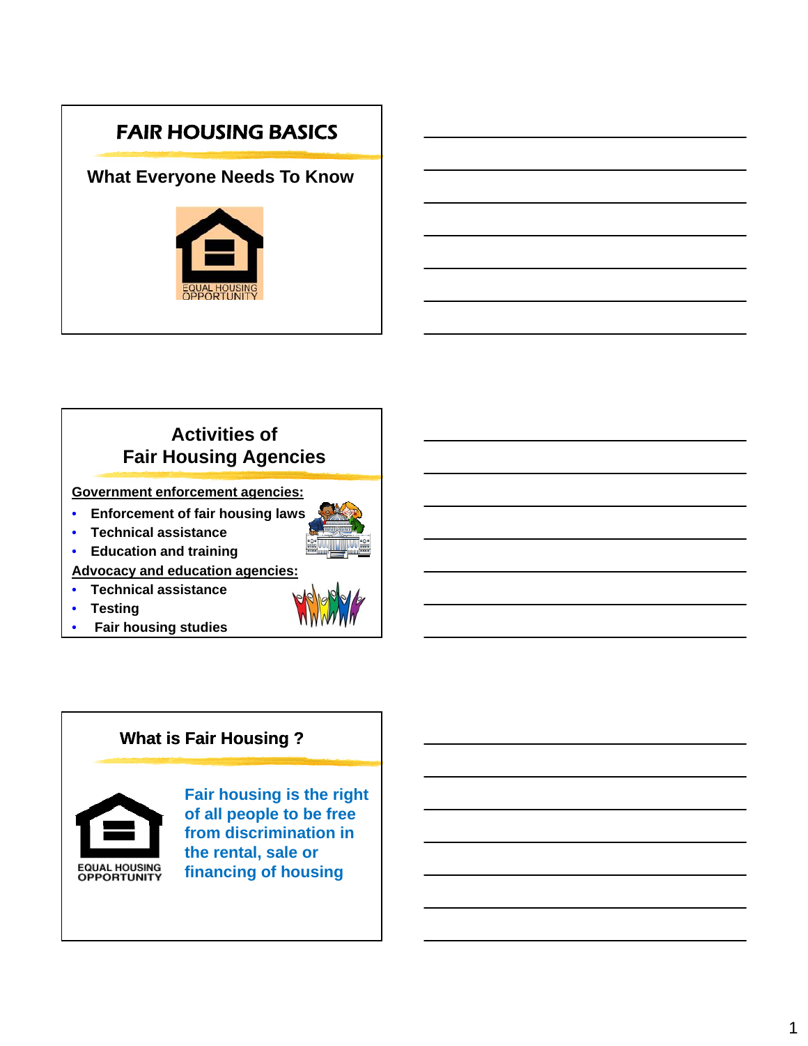# FAIR HOUSING BASICS

## What Everyone Needs To Know

EQUAL HOUSING OPPORTUNITY

## Activities of Fair Housing Agencies

**Government enforcement agencies:**

- Enforcement of fair housing laws
- Technical assistance
- Education and training

**Advocacy and education agencies:**

- Technical assistance
- Testing
- Fair housing studies

## What is Fair Housing ?

EQUAL HOUSING OPPORTUNITY

Fair housing is the right of all people to be free from discrimination in the rental, sale or financing of housing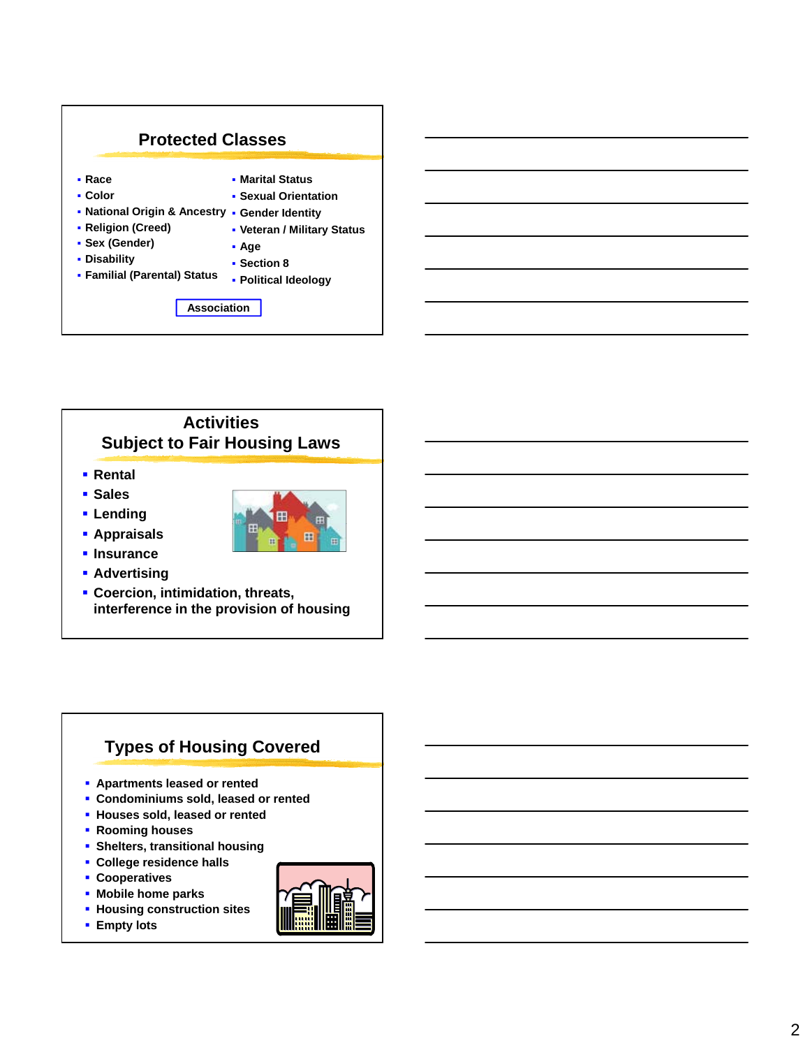## Protected Classes

- Race
- Color
- National Origin & Ancestry
- Religion (Creed)
- Sex (Gender)
- Disability
- Familial (Parental) Status
- Marital Status
- Sexual Orientation
- Gender Identity
- Veteran / Military Status
- Age
- Section 8
- Political Ideology

Association

## Activities Subject to Fair Housing Laws

- Rental
- Sales
- Lending
- Appraisals
- Insurance
- Advertising
- Coercion, intimidation, threats, interference in the provision of housing

## Types of Housing Covered

- Apartments leased or rented
- Condominiums sold, leased or rented
- Houses sold, leased or rented
- Rooming houses
- Shelters, transitional housing
- College residence halls
- Cooperatives
- Mobile home parks
- Housing construction sites
- Empty lots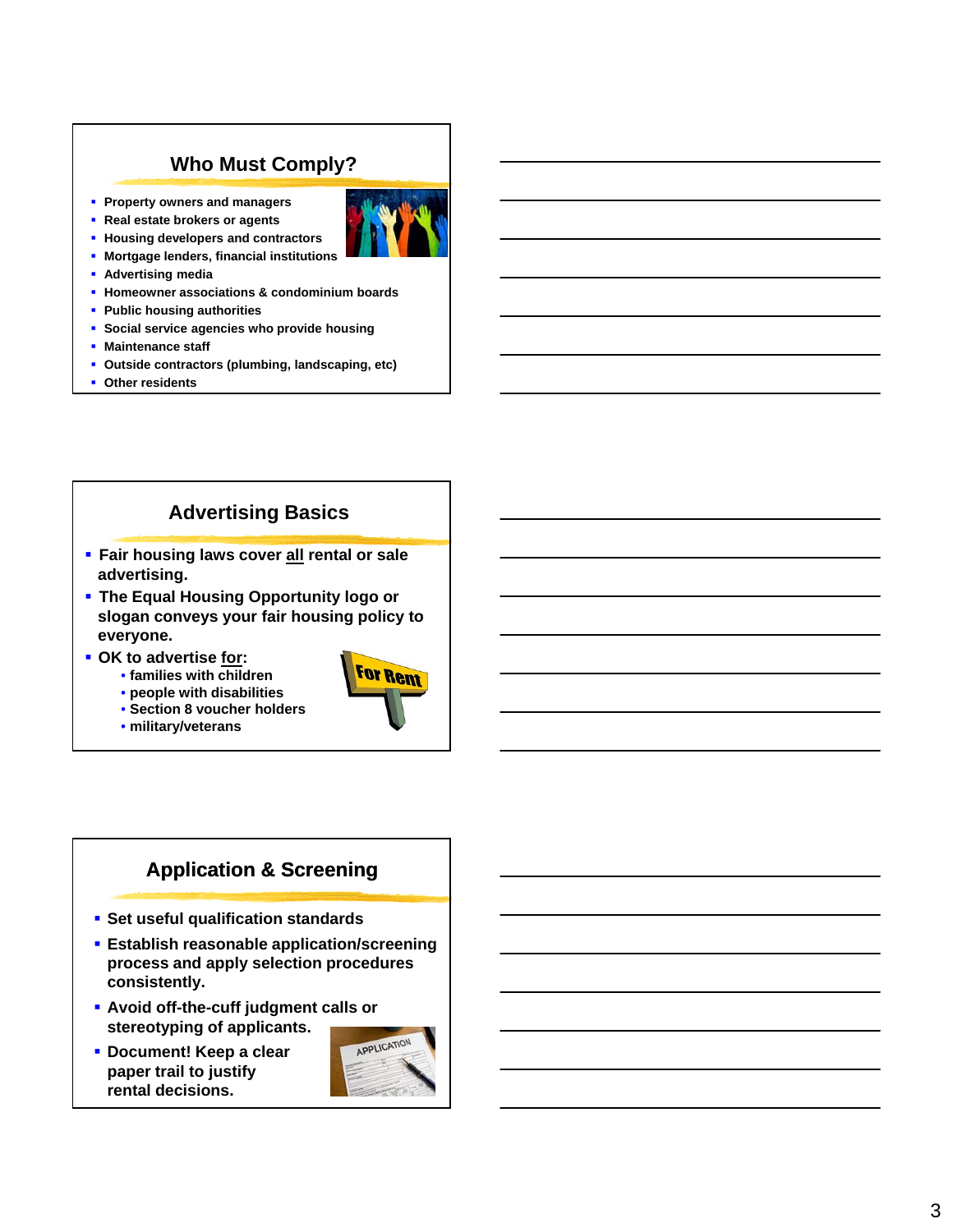## Who Must Comply?

- Property owners and managers
- Real estate brokers or agents
- Housing developers and contractors
- Mortgage lenders, financial institutions
- Advertising media
- Homeowner associations & condominium boards
- Public housing authorities
- Social service agencies who provide housing
- Maintenance staff
- Outside contractors (plumbing, landscaping, etc)
- Other residents

## Advertising Basics

- Fair housing laws cover <u>all</u> rental or sale advertising.
- The Equal Housing Opportunity logo or slogan conveys your fair housing policy to everyone.
- OK to advertise <u>for</u>:
  - families with children
  - people with disabilities
  - Section 8 voucher holders
  - military/veterans

## Application & Screening

- Set useful qualification standards
- Establish reasonable application/screening process and apply selection procedures consistently.
- Avoid off-the-cuff judgment calls or stereotyping of applicants.
- Document! Keep a clear paper trail to justify rental decisions.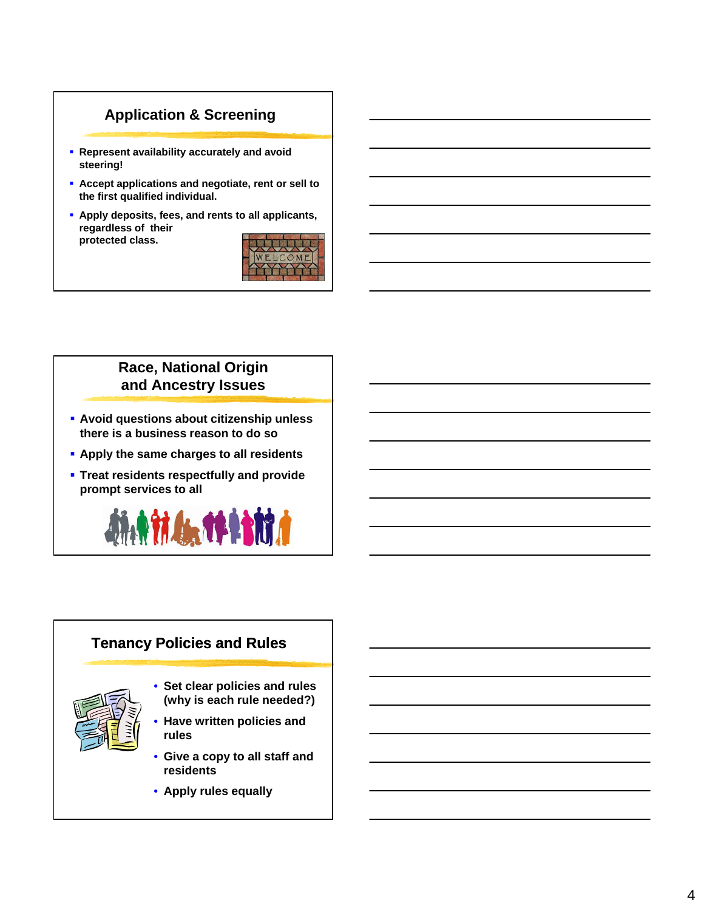## Application & Screening

- Represent availability accurately and avoid steering!
- Accept applications and negotiate, rent or sell to the first qualified individual.
- Apply deposits, fees, and rents to all applicants, regardless of their protected class.

## Race, National Origin and Ancestry Issues

- Avoid questions about citizenship unless there is a business reason to do so
- Apply the same charges to all residents
- Treat residents respectfully and provide prompt services to all

## Tenancy Policies and Rules

- Set clear policies and rules (why is each rule needed?)
- Have written policies and rules
- Give a copy to all staff and residents
- Apply rules equally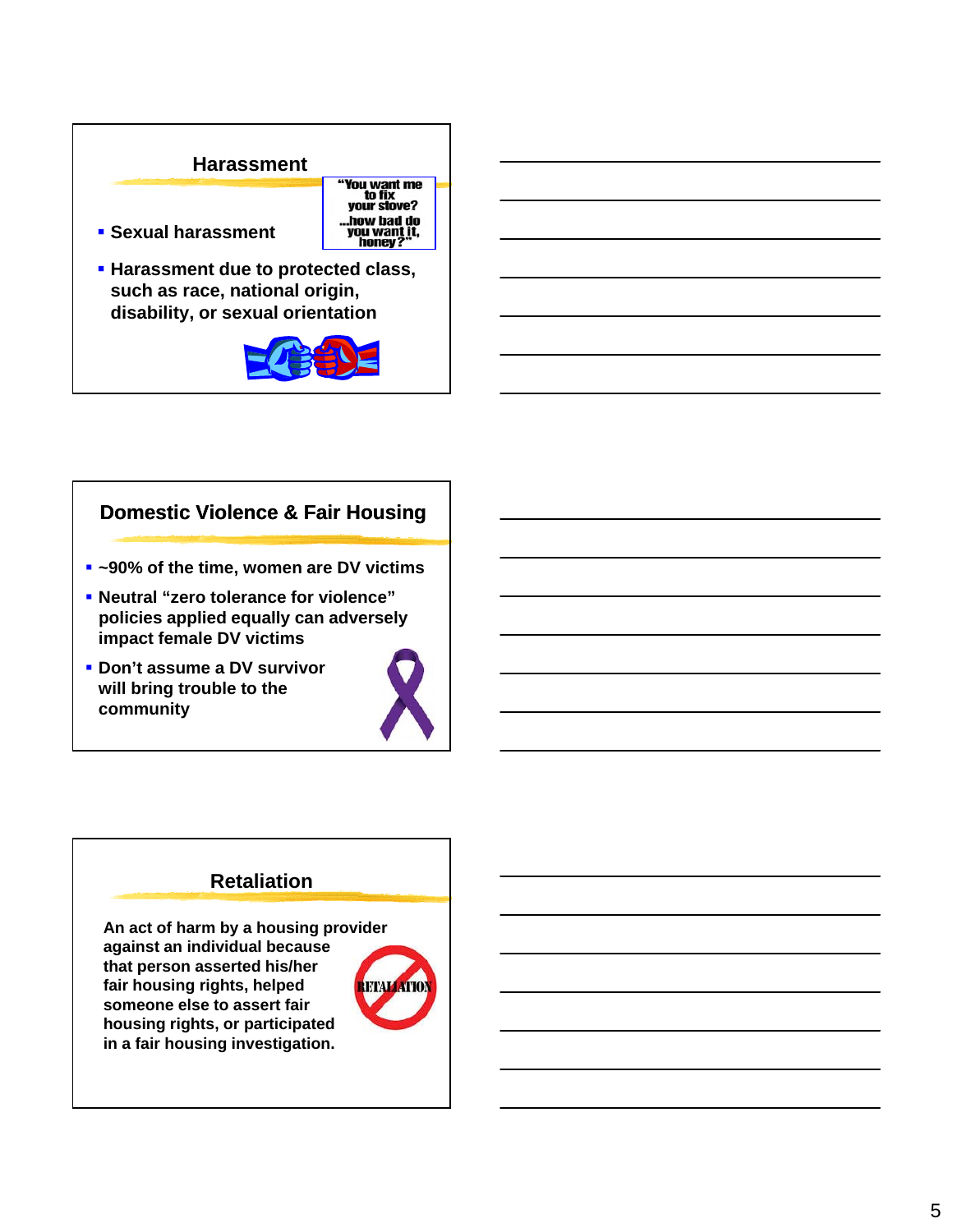## Harassment

- Sexual harassment
- Harassment due to protected class, such as race, national origin, disability, or sexual orientation

"You want me to fix your stove? ...how bad do you want it, honey?"

## Domestic Violence & Fair Housing

- ~90% of the time, women are DV victims
- Neutral "zero tolerance for violence" policies applied equally can adversely impact female DV victims
- Don't assume a DV survivor will bring trouble to the community

## Retaliation

An act of harm by a housing provider against an individual because that person asserted his/her fair housing rights, helped someone else to assert fair housing rights, or participated in a fair housing investigation.

RETALIATION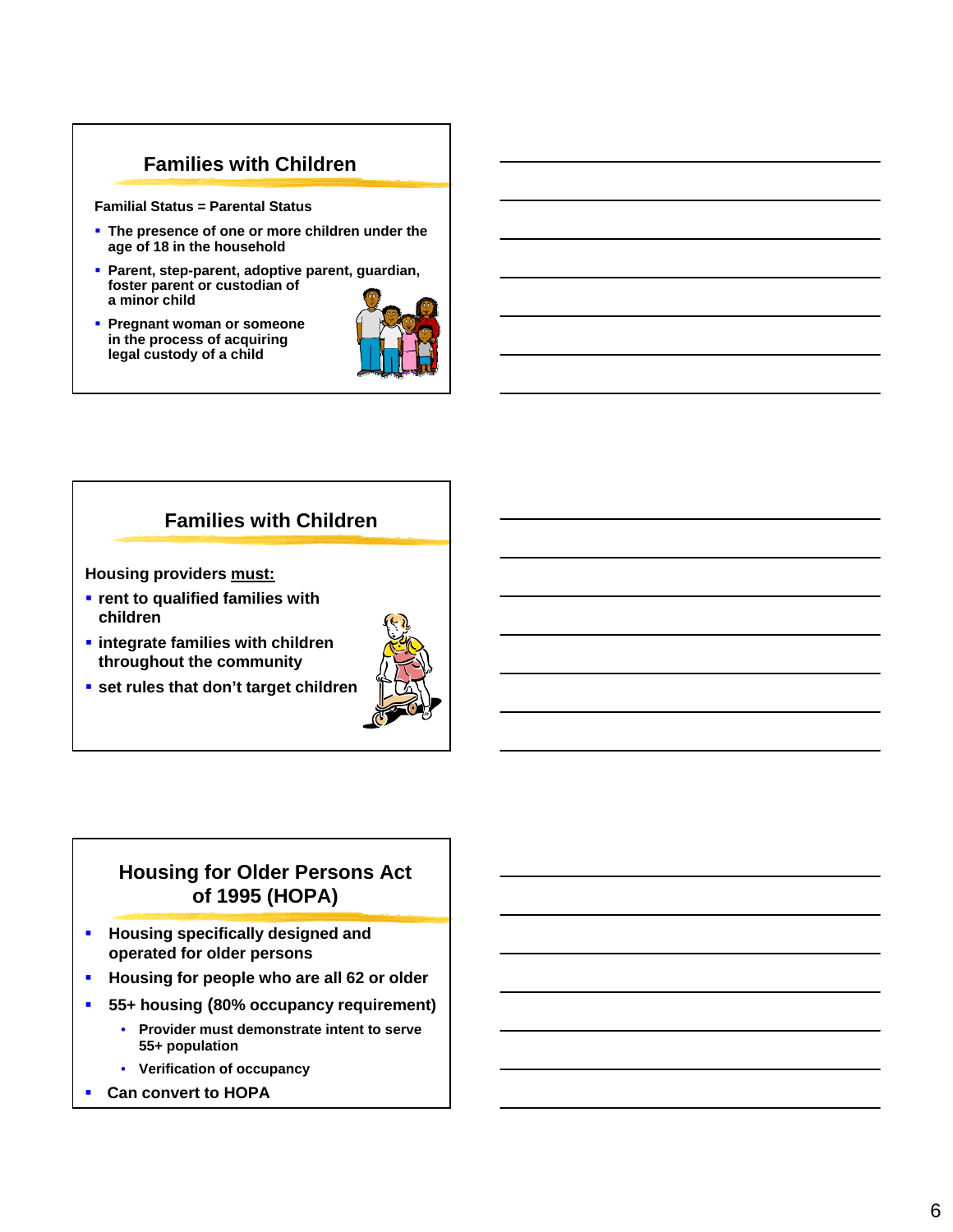## Families with Children

**Familial Status = Parental Status**

- **The presence of one or more children under the age of 18 in the household**
- **Parent, step-parent, adoptive parent, guardian, foster parent or custodian of a minor child**
- **Pregnant woman or someone in the process of acquiring legal custody of a child**

## Families with Children

**Housing providers <u>must:</u>**

- **rent to qualified families with children**
- **integrate families with children throughout the community**
- **set rules that don't target children**

## Housing for Older Persons Act of 1995 (HOPA)

- **Housing specifically designed and operated for older persons**
- **Housing for people who are all 62 or older**
- **55+ housing (80% occupancy requirement)**
  - **Provider must demonstrate intent to serve 55+ population**
  - **Verification of occupancy**
- **Can convert to HOPA**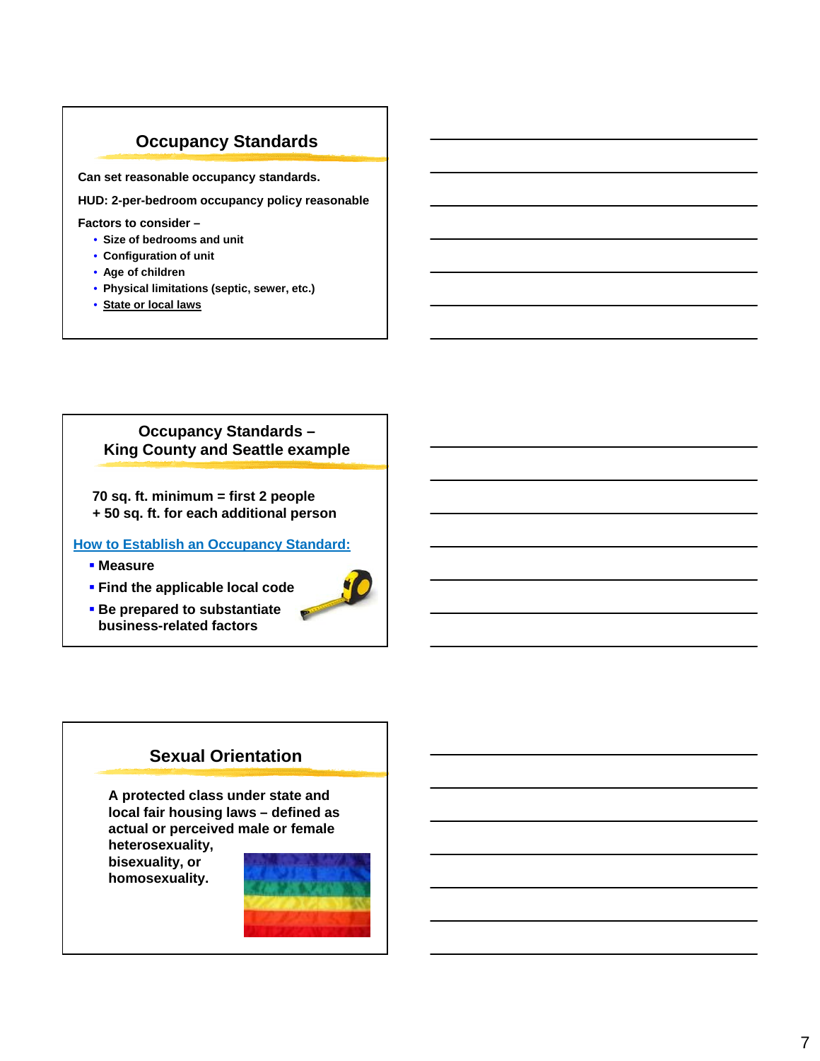## Occupancy Standards

Can set reasonable occupancy standards.

HUD: 2-per-bedroom occupancy policy reasonable

Factors to consider –

- Size of bedrooms and unit
- Configuration of unit
- Age of children
- Physical limitations (septic, sewer, etc.)
- State or local laws

## Occupancy Standards – King County and Seattle example

70 sq. ft. minimum = first 2 people
+ 50 sq. ft. for each additional person

How to Establish an Occupancy Standard:

- Measure
- Find the applicable local code
- Be prepared to substantiate business-related factors

## Sexual Orientation

A protected class under state and local fair housing laws – defined as actual or perceived male or female heterosexuality, bisexuality, or homosexuality.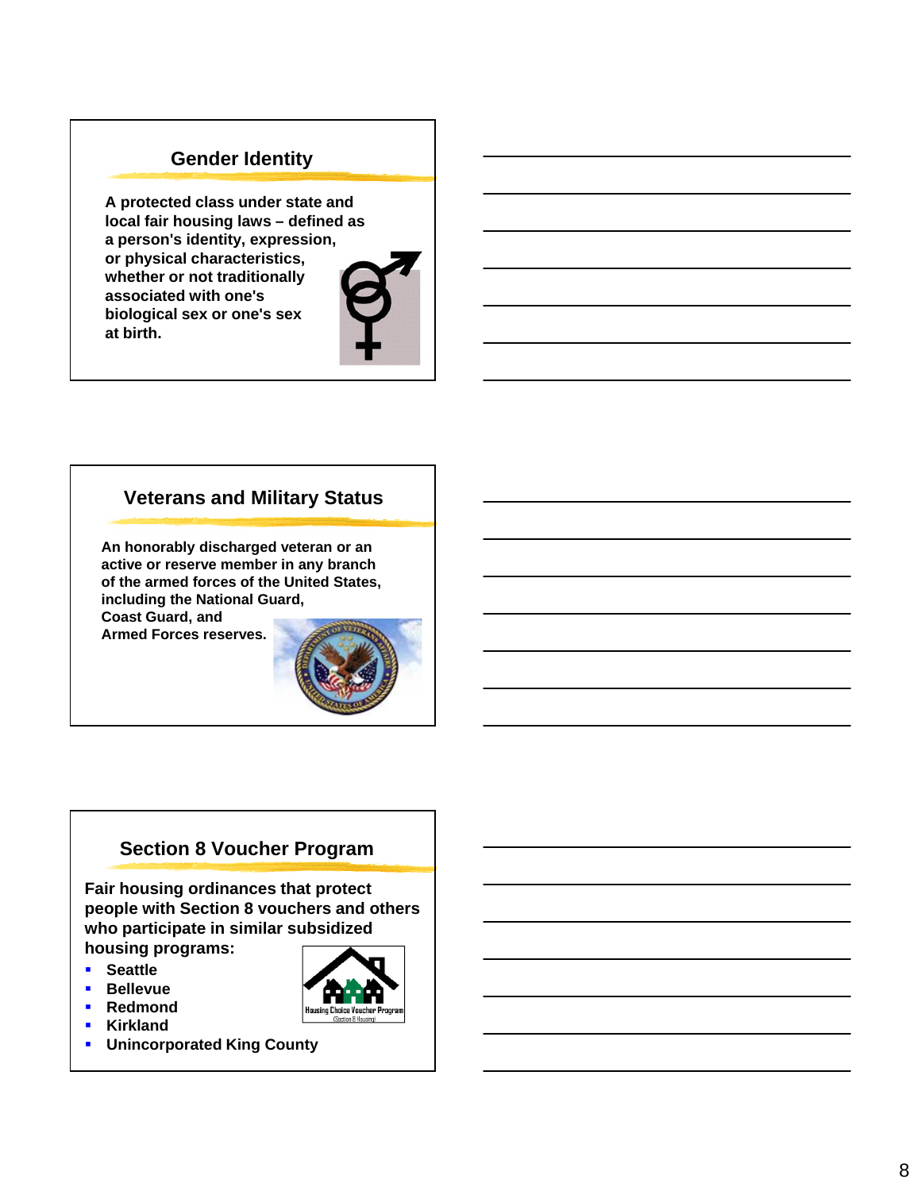## Gender Identity

**A protected class under state and local fair housing laws – defined as a person's identity, expression, or physical characteristics, whether or not traditionally associated with one's biological sex or one's sex at birth.**

## Veterans and Military Status

**An honorably discharged veteran or an active or reserve member in any branch of the armed forces of the United States, including the National Guard, Coast Guard, and Armed Forces reserves.**

## Section 8 Voucher Program

**Fair housing ordinances that protect people with Section 8 vouchers and others who participate in similar subsidized housing programs:**

- **Seattle**
- **Bellevue**
- **Redmond**
- **Kirkland**
- **Unincorporated King County**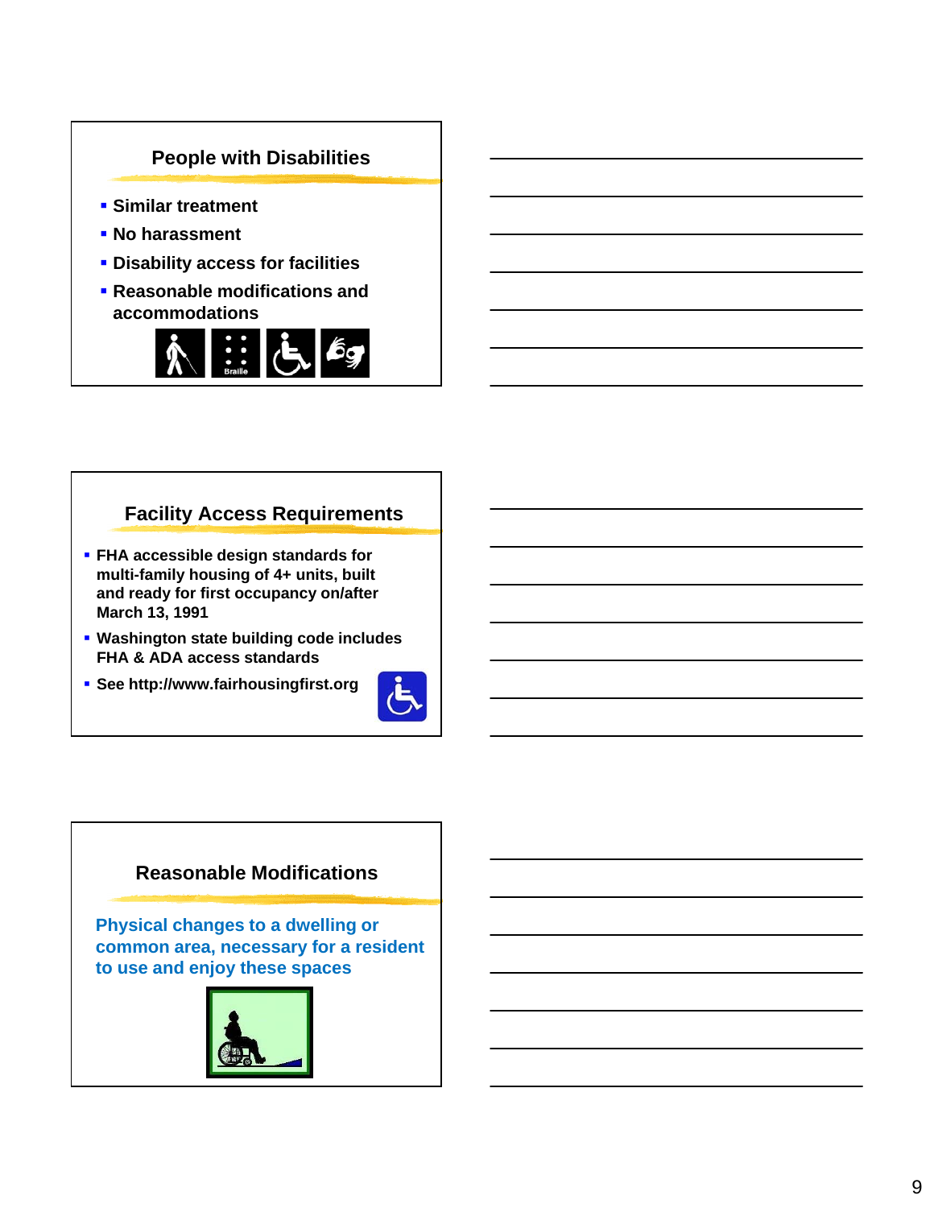## People with Disabilities

- Similar treatment
- No harassment
- Disability access for facilities
- Reasonable modifications and accommodations

## Facility Access Requirements

- FHA accessible design standards for multi-family housing of 4+ units, built and ready for first occupancy on/after March 13, 1991
- Washington state building code includes FHA & ADA access standards
- See http://www.fairhousingfirst.org

## Reasonable Modifications

Physical changes to a dwelling or common area, necessary for a resident to use and enjoy these spaces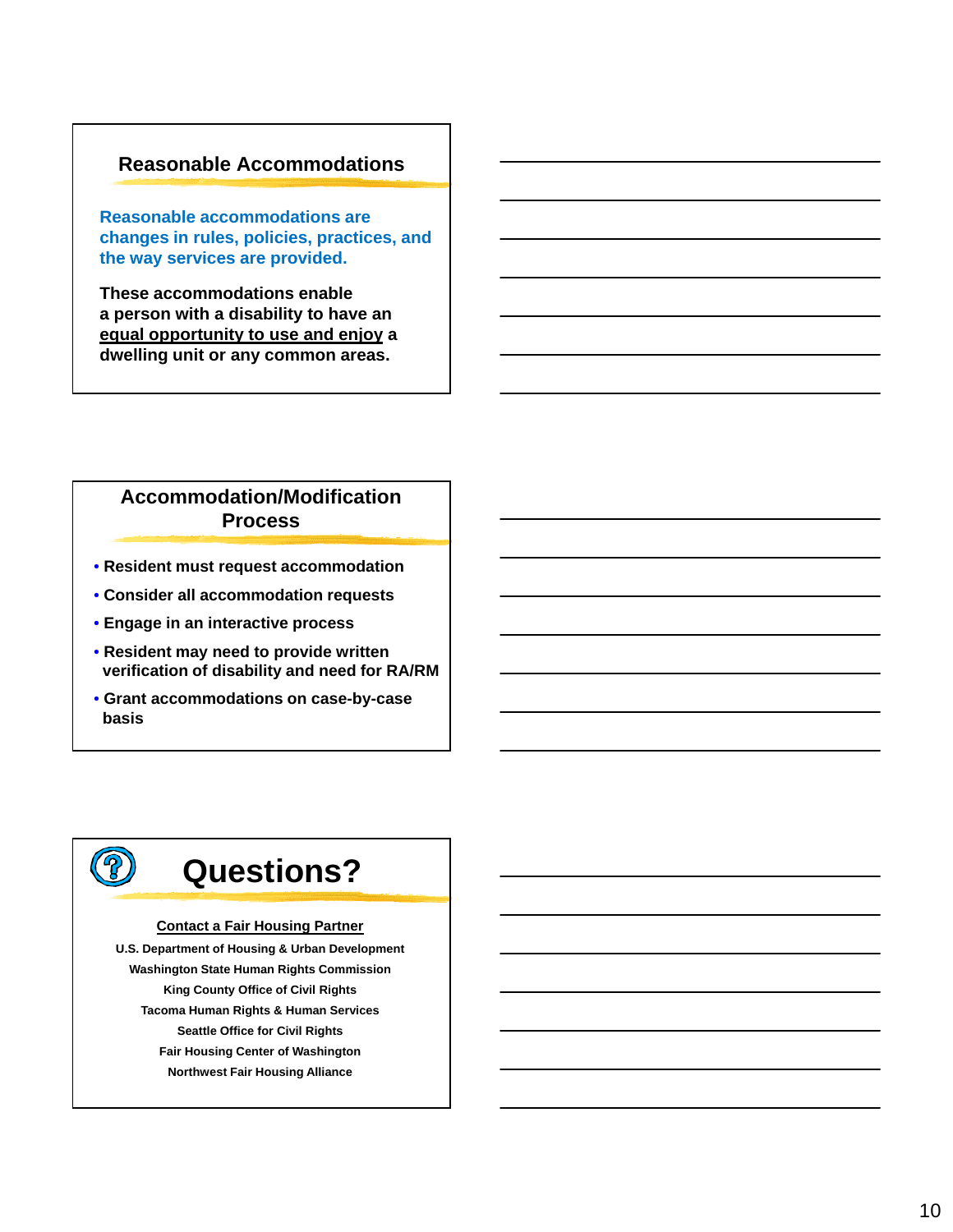## Reasonable Accommodations

**Reasonable accommodations are changes in rules, policies, practices, and the way services are provided.**

**These accommodations enable a person with a disability to have an equal opportunity to use and enjoy a dwelling unit or any common areas.**

## Accommodation/Modification Process

- **Resident must request accommodation**
- **Consider all accommodation requests**
- **Engage in an interactive process**
- **Resident may need to provide written verification of disability and need for RA/RM**
- **Grant accommodations on case-by-case basis**

## Questions?

**Contact a Fair Housing Partner**

**U.S. Department of Housing & Urban Development**
**Washington State Human Rights Commission**
**King County Office of Civil Rights**
**Tacoma Human Rights & Human Services**
**Seattle Office for Civil Rights**
**Fair Housing Center of Washington**
**Northwest Fair Housing Alliance**